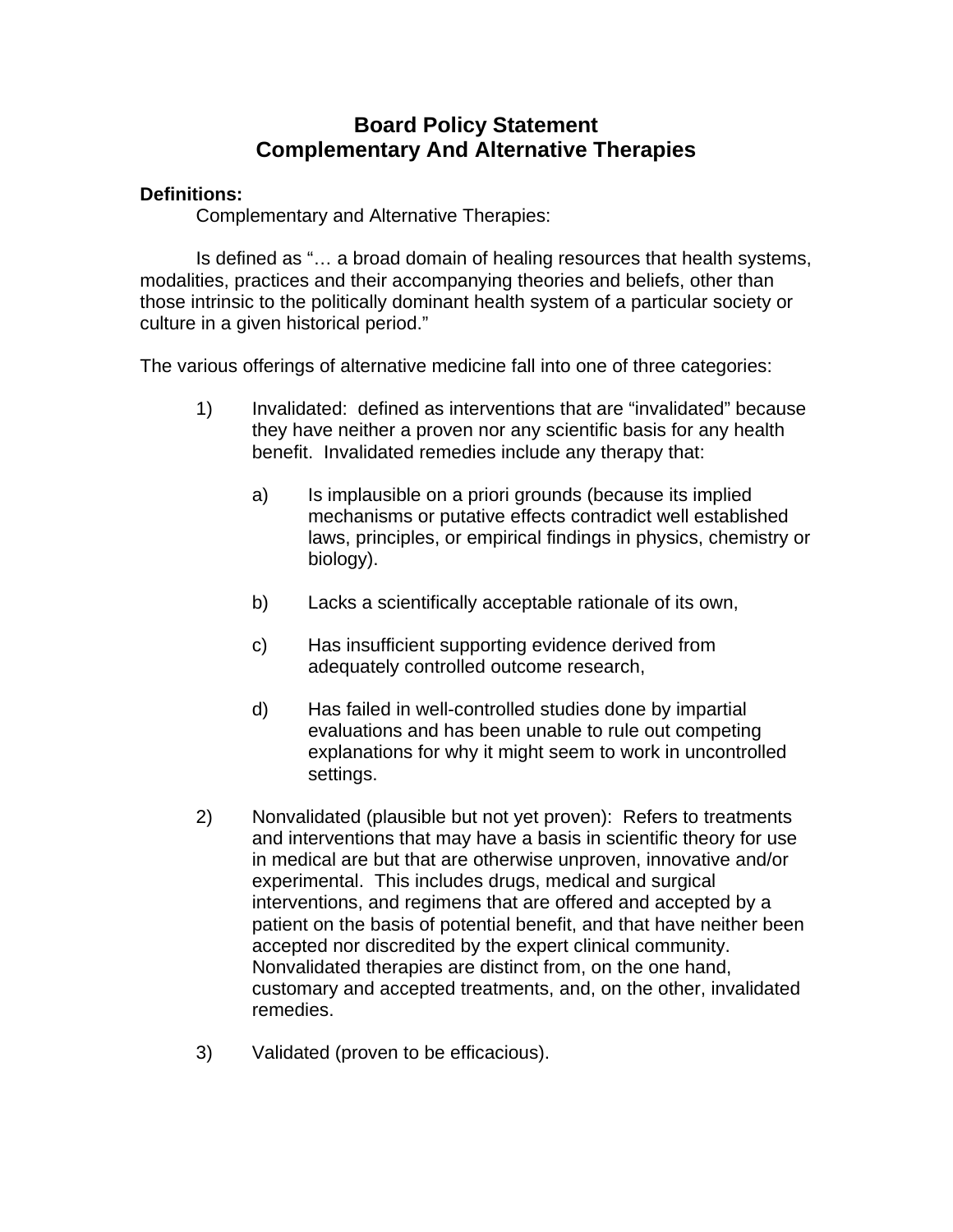# Board Policy Statement
# Complementary And Alternative Therapies

**Definitions:**

Complementary and Alternative Therapies:

Is defined as "… a broad domain of healing resources that health systems, modalities, practices and their accompanying theories and beliefs, other than those intrinsic to the politically dominant health system of a particular society or culture in a given historical period."

The various offerings of alternative medicine fall into one of three categories:

1) Invalidated: defined as interventions that are "invalidated" because they have neither a proven nor any scientific basis for any health benefit. Invalidated remedies include any therapy that:

   a) Is implausible on a priori grounds (because its implied mechanisms or putative effects contradict well established laws, principles, or empirical findings in physics, chemistry or biology).

   b) Lacks a scientifically acceptable rationale of its own,

   c) Has insufficient supporting evidence derived from adequately controlled outcome research,

   d) Has failed in well-controlled studies done by impartial evaluations and has been unable to rule out competing explanations for why it might seem to work in uncontrolled settings.

2) Nonvalidated (plausible but not yet proven): Refers to treatments and interventions that may have a basis in scientific theory for use in medical are but that are otherwise unproven, innovative and/or experimental. This includes drugs, medical and surgical interventions, and regimens that are offered and accepted by a patient on the basis of potential benefit, and that have neither been accepted nor discredited by the expert clinical community. Nonvalidated therapies are distinct from, on the one hand, customary and accepted treatments, and, on the other, invalidated remedies.

3) Validated (proven to be efficacious).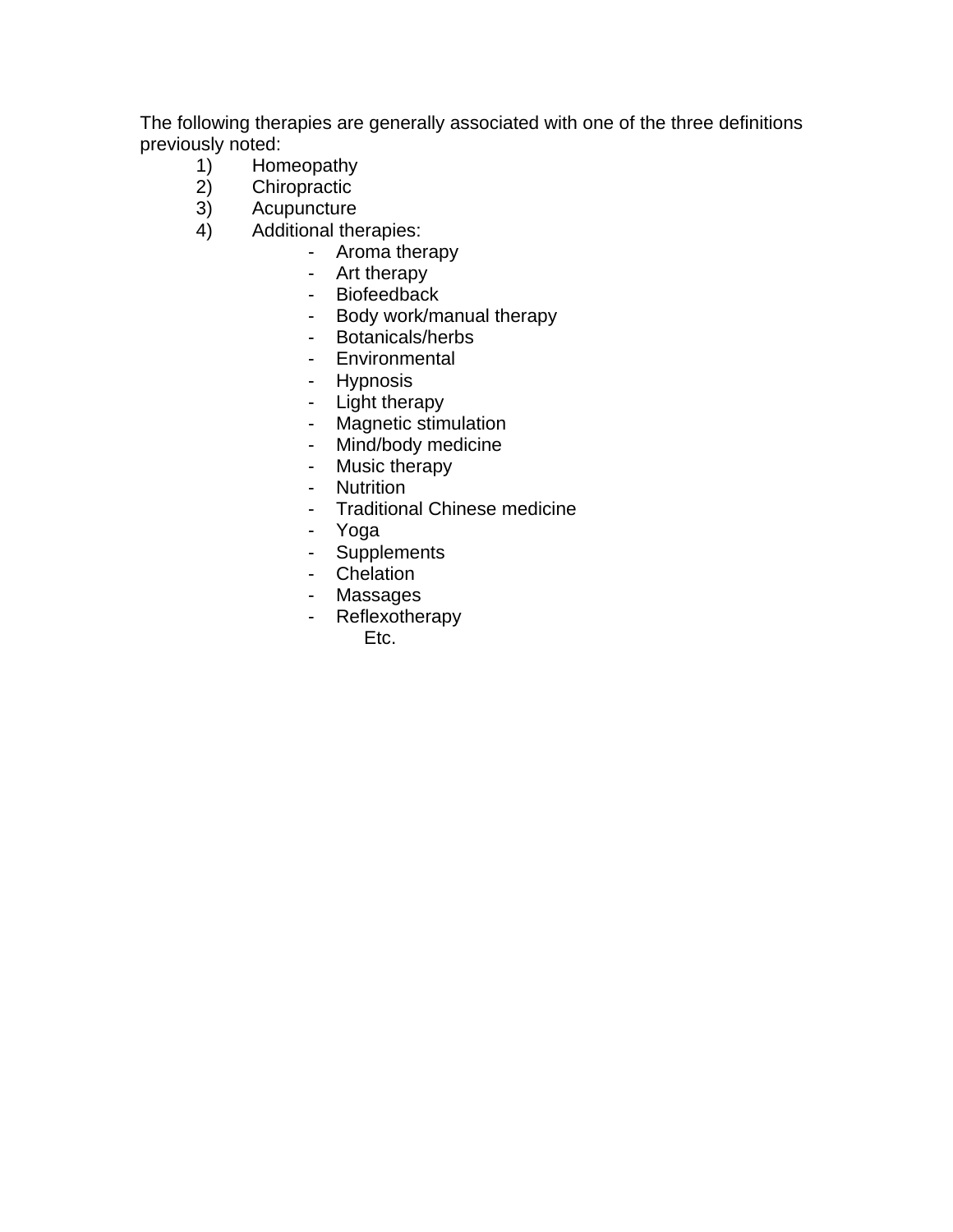The following therapies are generally associated with one of the three definitions previously noted:

1) Homeopathy
2) Chiropractic
3) Acupuncture
4) Additional therapies:
    - Aroma therapy
    - Art therapy
    - Biofeedback
    - Body work/manual therapy
    - Botanicals/herbs
    - Environmental
    - Hypnosis
    - Light therapy
    - Magnetic stimulation
    - Mind/body medicine
    - Music therapy
    - Nutrition
    - Traditional Chinese medicine
    - Yoga
    - Supplements
    - Chelation
    - Massages
    - Reflexotherapy

      Etc.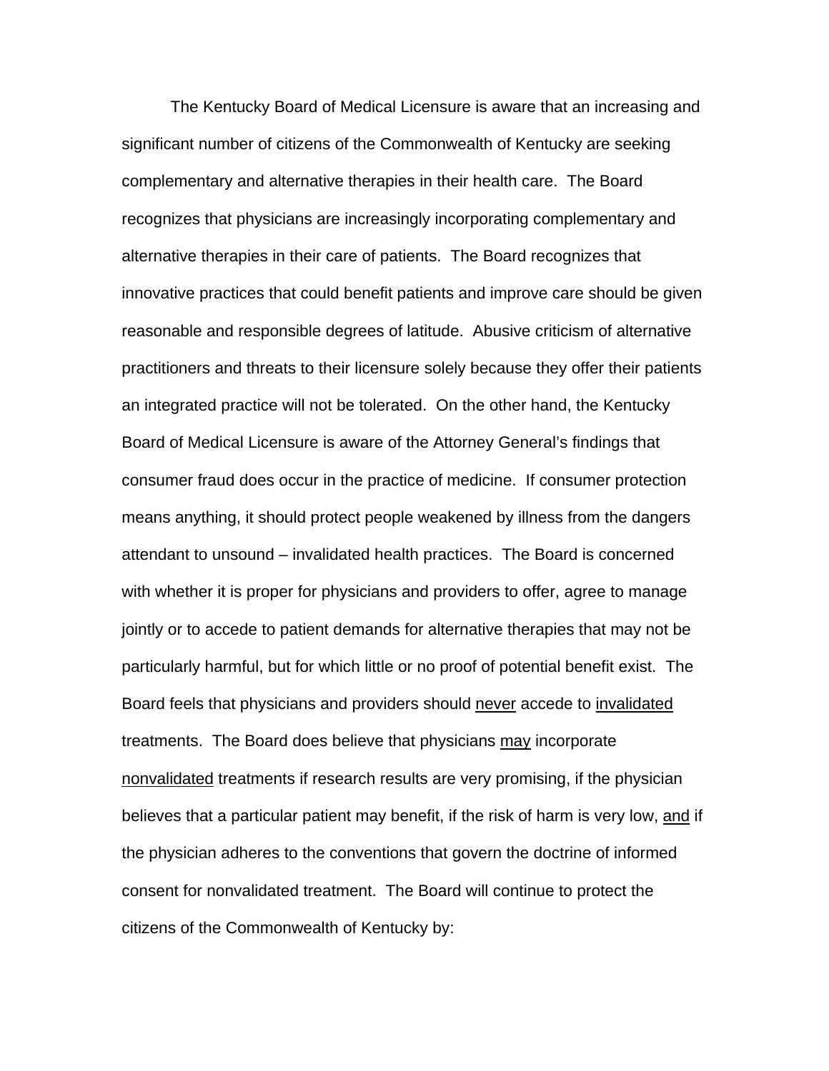The Kentucky Board of Medical Licensure is aware that an increasing and significant number of citizens of the Commonwealth of Kentucky are seeking complementary and alternative therapies in their health care. The Board recognizes that physicians are increasingly incorporating complementary and alternative therapies in their care of patients. The Board recognizes that innovative practices that could benefit patients and improve care should be given reasonable and responsible degrees of latitude. Abusive criticism of alternative practitioners and threats to their licensure solely because they offer their patients an integrated practice will not be tolerated. On the other hand, the Kentucky Board of Medical Licensure is aware of the Attorney General's findings that consumer fraud does occur in the practice of medicine. If consumer protection means anything, it should protect people weakened by illness from the dangers attendant to unsound – invalidated health practices. The Board is concerned with whether it is proper for physicians and providers to offer, agree to manage jointly or to accede to patient demands for alternative therapies that may not be particularly harmful, but for which little or no proof of potential benefit exist. The Board feels that physicians and providers should <u>never</u> accede to <u>invalidated</u> treatments. The Board does believe that physicians <u>may</u> incorporate <u>nonvalidated</u> treatments if research results are very promising, if the physician believes that a particular patient may benefit, if the risk of harm is very low, <u>and</u> if the physician adheres to the conventions that govern the doctrine of informed consent for nonvalidated treatment. The Board will continue to protect the citizens of the Commonwealth of Kentucky by: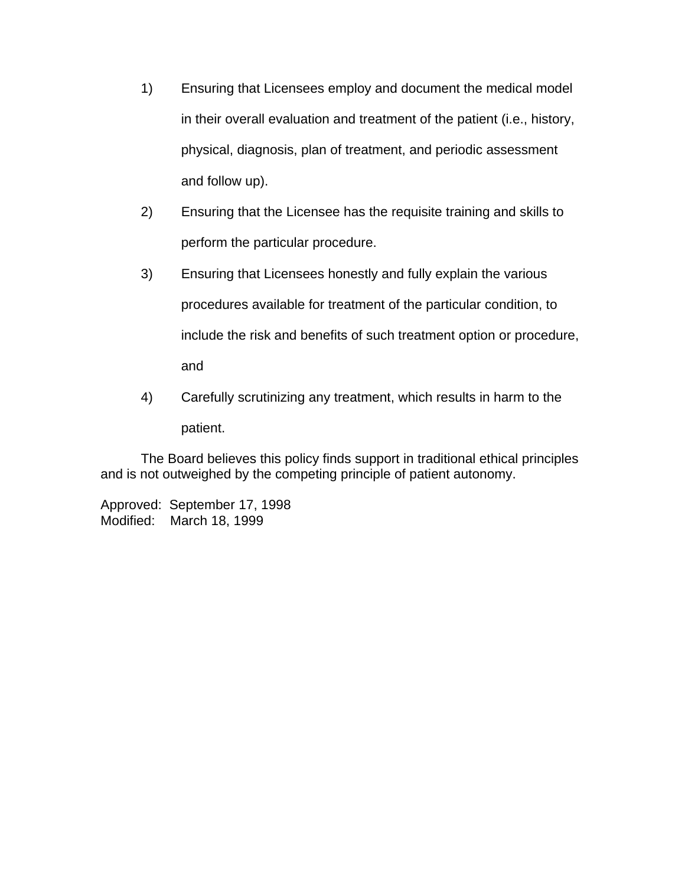1) Ensuring that Licensees employ and document the medical model in their overall evaluation and treatment of the patient (i.e., history, physical, diagnosis, plan of treatment, and periodic assessment and follow up).

2) Ensuring that the Licensee has the requisite training and skills to perform the particular procedure.

3) Ensuring that Licensees honestly and fully explain the various procedures available for treatment of the particular condition, to include the risk and benefits of such treatment option or procedure, and

4) Carefully scrutinizing any treatment, which results in harm to the patient.

The Board believes this policy finds support in traditional ethical principles and is not outweighed by the competing principle of patient autonomy.

Approved: September 17, 1998
Modified: March 18, 1999